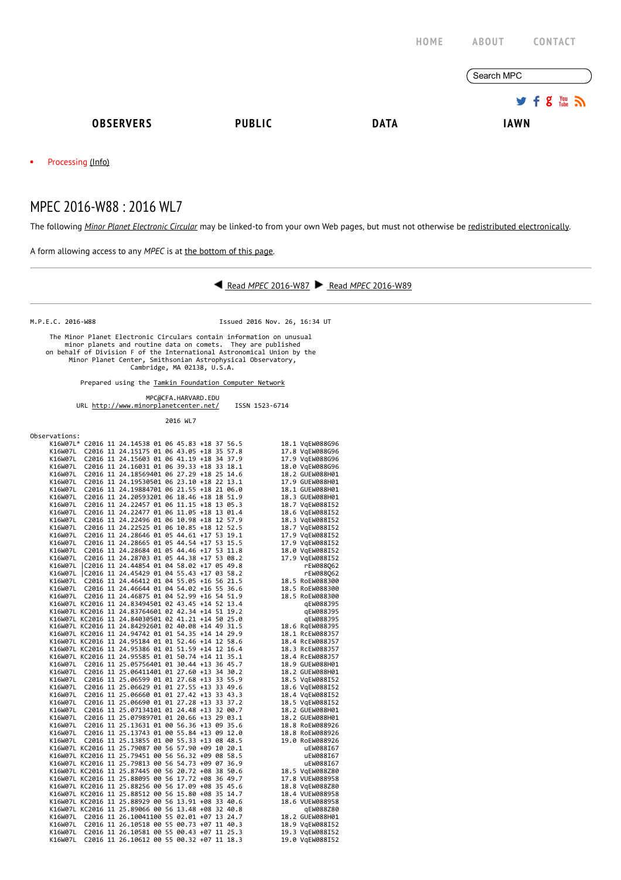HOME ABOUT CONTACT

Search MPC

OBSERVERS PUBLIC DATA IAWN

- Processing (Info)

# MPEC 2016-W88 : 2016 WL7

The following *Minor Planet Electronic Circular* may be linked-to from your own Web pages, but must not otherwise be redistributed electronically.

A form allowing access to any *MPEC* is at the bottom of this page.

Read *MPEC* 2016-W87 Read *MPEC* 2016-W89

```
M.P.E.C. 2016-W88                              Issued 2016 Nov. 26, 16:34 UT

     The Minor Planet Electronic Circulars contain information on unusual
         minor planets and routine data on comets.  They are published
    on behalf of Division F of the International Astronomical Union by the
          Minor Planet Center, Smithsonian Astrophysical Observatory,
                          Cambridge, MA 02138, U.S.A.

                 Prepared using the Tamkin Foundation Computer Network

                              MPC@CFA.HARVARD.EDU
          URL http://www.minorplanetcenter.net/     ISSN 1523-6714

                                   2016 WL7

Observations:
     K16W07L* C2016 11 24.14538 01 06 45.83 +18 37 56.5          18.1 VqEW088G96
     K16W07L  C2016 11 24.15175 01 06 43.05 +18 35 57.8          17.8 VqEW088G96
     K16W07L  C2016 11 24.15603 01 06 41.19 +18 34 37.9          17.9 VqEW088G96
     K16W07L  C2016 11 24.16031 01 06 39.33 +18 33 18.1          18.0 VqEW088G96
     K16W07L  C2016 11 24.18569401 06 27.29 +18 25 14.6          18.2 GUEW088H01
     K16W07L  C2016 11 24.19530501 06 23.10 +18 22 13.1          17.9 GUEW088H01
     K16W07L  C2016 11 24.19884701 06 21.55 +18 21 06.0          18.1 GUEW088H01
     K16W07L  C2016 11 24.20593201 06 18.46 +18 18 51.9          18.3 GUEW088H01
     K16W07L  C2016 11 24.22457 01 06 11.15 +18 13 05.3          18.7 VqEW088I52
     K16W07L  C2016 11 24.22477 01 06 11.05 +18 13 01.4          18.6 VqEW088I52
     K16W07L  C2016 11 24.22496 01 06 10.98 +18 12 57.9          18.3 VqEW088I52
     K16W07L  C2016 11 24.22525 01 06 10.85 +18 12 52.5          18.7 VqEW088I52
     K16W07L  C2016 11 24.28646 01 05 44.61 +17 53 19.1          17.9 VqEW088I52
     K16W07L  C2016 11 24.28665 01 05 44.54 +17 53 15.5          17.9 VqEW088I52
     K16W07L  C2016 11 24.28684 01 05 44.46 +17 53 11.8          18.0 VqEW088I52
     K16W07L  C2016 11 24.28703 01 05 44.38 +17 53 08.2          17.9 VqEW088I52
     K16W07L |C2016 11 24.44854 01 04 58.02 +17 05 49.8               rEW088Q62
     K16W07L |C2016 11 24.45429 01 04 55.43 +17 03 58.2               rEW088Q62
     K16W07L  C2016 11 24.46412 01 04 55.05 +16 56 21.5          18.5 RoEW088300
     K16W07L  C2016 11 24.46644 01 04 54.02 +16 55 36.6          18.5 RoEW088300
     K16W07L  C2016 11 24.46875 01 04 52.99 +16 54 51.9          18.5 RoEW088300
     K16W07L KC2016 11 24.83494501 02 43.45 +14 52 13.4               qEW088J95
     K16W07L KC2016 11 24.83764601 02 42.34 +14 51 19.2               qEW088J95
     K16W07L KC2016 11 24.84030501 02 41.21 +14 50 25.0               qEW088J95
     K16W07L KC2016 11 24.84292601 02 40.08 +14 49 31.5          18.6 RqEW088J95
     K16W07L KC2016 11 24.94742 01 01 54.35 +14 14 29.9          18.1 RcEW088J57
     K16W07L KC2016 11 24.95184 01 01 52.46 +14 12 58.6          18.4 RcEW088J57
     K16W07L KC2016 11 24.95386 01 01 51.59 +14 12 16.4          18.3 RcEW088J57
     K16W07L KC2016 11 24.95585 01 01 50.74 +14 11 35.1          18.4 RcEW088J57
     K16W07L  C2016 11 25.05756401 01 30.44 +13 36 45.7          18.9 GUEW088H01
     K16W07L  C2016 11 25.06411401 01 27.60 +13 34 30.2          18.2 GUEW088H01
     K16W07L  C2016 11 25.06599 01 01 27.68 +13 33 55.9          18.5 VqEW088I52
     K16W07L  C2016 11 25.06629 01 01 27.55 +13 33 49.6          18.6 VqEW088I52
     K16W07L  C2016 11 25.06660 01 01 27.42 +13 33 43.3          18.4 VqEW088I52
     K16W07L  C2016 11 25.06690 01 01 27.28 +13 33 37.2          18.5 VqEW088I52
     K16W07L  C2016 11 25.07134101 01 24.48 +13 32 00.7          18.2 GUEW088H01
     K16W07L  C2016 11 25.07989701 01 20.66 +13 29 03.1          18.2 GUEW088H01
     K16W07L  C2016 11 25.13631 01 00 56.36 +13 09 35.6          18.8 RoEW088926
     K16W07L  C2016 11 25.13743 01 00 55.84 +13 09 12.0          18.8 RoEW088926
     K16W07L  C2016 11 25.13855 01 00 55.33 +13 08 48.5          19.0 RoEW088926
     K16W07L KC2016 11 25.79087 00 56 57.90 +09 10 20.1               uEW088I67
     K16W07L KC2016 11 25.79451 00 56 56.32 +09 08 58.5               uEW088I67
     K16W07L KC2016 11 25.79813 00 56 54.73 +09 07 36.9               uEW088I67
     K16W07L KC2016 11 25.87445 00 56 20.72 +08 38 50.6          18.5 VqEW088Z80
     K16W07L KC2016 11 25.88095 00 56 17.72 +08 36 49.7          17.8 VUEW088958
     K16W07L KC2016 11 25.88256 00 56 17.09 +08 35 45.6          18.8 VqEW088Z80
     K16W07L KC2016 11 25.88512 00 56 15.80 +08 35 14.7          18.4 VUEW088958
     K16W07L KC2016 11 25.88929 00 56 13.91 +08 33 40.6          18.6 VUEW088958
     K16W07L KC2016 11 25.89066 00 56 13.48 +08 32 40.8               qEW088Z80
     K16W07L  C2016 11 26.10041100 55 02.01 +07 13 24.7          18.2 GUEW088H01
     K16W07L  C2016 11 26.10518 00 55 00.73 +07 11 40.3          18.9 VqEW088I52
     K16W07L  C2016 11 26.10581 00 55 00.43 +07 11 25.3          19.3 VqEW088I52
     K16W07L  C2016 11 26.10612 00 55 00.32 +07 11 18.3          19.0 VqEW088I52
```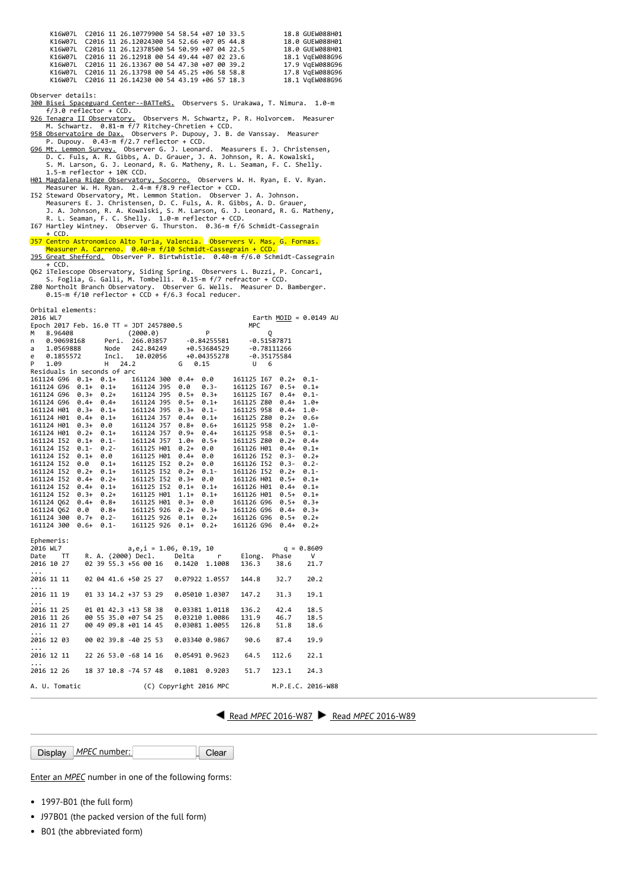```
     K16W07L  C2016 11 26.10779900 54 58.54 +07 10 33.5          18.8 GUEW088H01
     K16W07L  C2016 11 26.12024300 54 52.66 +07 05 44.8          18.0 GUEW088H01
     K16W07L  C2016 11 26.12378500 54 50.99 +07 04 22.5          18.0 GUEW088H01
     K16W07L  C2016 11 26.12918 00 54 49.44 +07 02 23.6          18.1 VqEW088G96
     K16W07L  C2016 11 26.13367 00 54 47.30 +07 00 39.2          17.9 VqEW088G96
     K16W07L  C2016 11 26.13798 00 54 45.25 +06 58 58.8          17.8 VqEW088G96
     K16W07L  C2016 11 26.14230 00 54 43.19 +06 57 18.3          18.1 VqEW088G96
```

Observer details:

```
300 Bisei Spaceguard Center--BATTeRS.  Observers S. Urakawa, T. Nimura.  1.0-m
    f/3.0 reflector + CCD.
926 Tenagra II Observatory.  Observers M. Schwartz, P. R. Holvorcem.  Measurer
    M. Schwartz.  0.81-m f/7 Ritchey-Chretien + CCD.
958 Observatoire de Dax.  Observers P. Dupouy, J. B. de Vanssay.  Measurer
    P. Dupouy.  0.43-m f/2.7 reflector + CCD.
G96 Mt. Lemmon Survey.  Observer G. J. Leonard.  Measurers E. J. Christensen,
    D. C. Fuls, A. R. Gibbs, A. D. Grauer, J. A. Johnson, R. A. Kowalski,
    S. M. Larson, G. J. Leonard, R. G. Matheny, R. L. Seaman, F. C. Shelly.
    1.5-m reflector + 10K CCD.
H01 Magdalena Ridge Observatory, Socorro.  Observers W. H. Ryan, E. V. Ryan.
    Measurer W. H. Ryan.  2.4-m f/8.9 reflector + CCD.
I52 Steward Observatory, Mt. Lemmon Station.  Observer J. A. Johnson.
    Measurers E. J. Christensen, D. C. Fuls, A. R. Gibbs, A. D. Grauer,
    J. A. Johnson, R. A. Kowalski, S. M. Larson, G. J. Leonard, R. G. Matheny,
    R. L. Seaman, F. C. Shelly.  1.0-m reflector + CCD.
I67 Hartley Wintney.  Observer G. Thurston.  0.36-m f/6 Schmidt-Cassegrain
    + CCD.
J57 Centro Astronomico Alto Turia, Valencia.  Observers V. Mas, G. Fornas.
    Measurer A. Carreno.  0.40-m f/10 Schmidt-Cassegrain + CCD.
J95 Great Shefford.  Observer P. Birtwhistle.  0.40-m f/6.0 Schmidt-Cassegrain
    + CCD.
Q62 iTelescope Observatory, Siding Spring.  Observers L. Buzzi, P. Concari,
    S. Foglia, G. Galli, M. Tombelli.  0.15-m f/7 refractor + CCD.
Z80 Northolt Branch Observatory.  Observer G. Wells.  Measurer D. Bamberger.
    0.15-m f/10 reflector + CCD + f/6.3 focal reducer.
```

Orbital elements:

```
2016 WL7                                                     Earth MOID = 0.0149 AU
Epoch 2017 Feb. 16.0 TT = JDT 2457800.5                 MPC
M   8.96408              (2000.0)            P               Q
n   0.90698168     Peri.  266.03857     -0.84255581     -0.51587871
a   1.0569888      Node   242.84249     +0.53684529     -0.78111266
e   0.1855572      Incl.   10.02056     +0.04355278     -0.35175584
P   1.09           H   24.2           G   0.15           U   6
Residuals in seconds of arc
161124 G96  0.1+  0.1+    161124 300  0.4+  0.0     161125 I67  0.2+  0.1-
161124 G96  0.1+  0.1+    161124 J95  0.0   0.3-    161125 I67  0.5+  0.1+
161124 G96  0.3+  0.2+    161124 J95  0.5+  0.3+    161125 I67  0.4+  0.1-
161124 G96  0.4+  0.4+    161124 J95  0.5+  0.1+    161125 Z80  0.4+  1.0+
161124 H01  0.3+  0.1+    161124 J95  0.3+  0.1-    161125 958  0.4+  1.0-
161124 H01  0.4+  0.1+    161124 J57  0.4+  0.1+    161125 Z80  0.2+  0.6+
161124 H01  0.3+  0.0     161124 J57  0.8+  0.6+    161125 958  0.2+  1.0-
161124 H01  0.2+  0.1+    161124 J57  0.9+  0.4+    161125 958  0.5+  0.1-
161124 I52  0.1+  0.1-    161124 J57  1.0+  0.5+    161125 Z80  0.2+  0.4+
161124 I52  0.1-  0.2-    161125 H01  0.2+  0.0     161126 H01  0.4+  0.1+
161124 I52  0.1+  0.0     161125 H01  0.4+  0.0     161126 I52  0.3-  0.2+
161124 I52  0.0   0.1+    161125 I52  0.2+  0.0     161126 I52  0.3-  0.2-
161124 I52  0.2+  0.1+    161125 I52  0.2+  0.1-    161126 I52  0.2+  0.1-
161124 I52  0.4+  0.2+    161125 I52  0.3+  0.0     161126 H01  0.5+  0.1+
161124 I52  0.4+  0.1+    161125 I52  0.1+  0.1+    161126 H01  0.4+  0.1+
161124 I52  0.3+  0.2+    161125 H01  1.1+  0.1+    161126 H01  0.5+  0.1+
161124 Q62  0.4+  0.8+    161125 H01  0.3+  0.0     161126 G96  0.5+  0.3+
161124 Q62  0.0   0.8+    161125 926  0.2+  0.3+    161126 G96  0.4+  0.3+
161124 300  0.7+  0.2-    161125 926  0.1+  0.2+    161126 G96  0.5+  0.2+
161124 300  0.6+  0.1-    161125 926  0.1+  0.2+    161126 G96  0.4+  0.2+
```

Ephemeris:

```
2016 WL7                 a,e,i = 1.06, 0.19, 10                  q = 0.8609
Date    TT      R. A. (2000) Decl.     Delta      r      Elong.  Phase     V
2016 10 27      02 39 55.3 +56 00 16   0.1420  1.1008    136.3    38.6    21.7
...
2016 11 11      02 04 41.6 +50 25 27   0.07922 1.0557    144.8    32.7    20.2
...
2016 11 19      01 33 14.2 +37 53 29   0.05010 1.0307    147.2    31.3    19.1
...
2016 11 25      01 01 42.3 +13 58 38   0.03381 1.0118    136.2    42.4    18.5
2016 11 26      00 55 35.0 +07 54 25   0.03210 1.0086    131.9    46.7    18.5
2016 11 27      00 49 09.8 +01 14 45   0.03081 1.0055    126.8    51.8    18.6
...
2016 12 03      00 02 39.8 -40 25 53   0.03340 0.9867     90.6    87.4    19.9
...
2016 12 11      22 26 53.0 -68 14 16   0.05491 0.9623     64.5   112.6    22.1
...
2016 12 26      18 37 10.8 -74 57 48   0.1081  0.9203     51.7   123.1    24.3

A. U. Tomatic               (C) Copyright 2016 MPC           M.P.E.C. 2016-W88
```

Read *MPEC* 2016-W87 Read *MPEC* 2016-W89

Display *MPEC* number: Clear

Enter an *MPEC* number in one of the following forms:

- 1997-B01 (the full form)
- J97B01 (the packed version of the full form)
- B01 (the abbreviated form)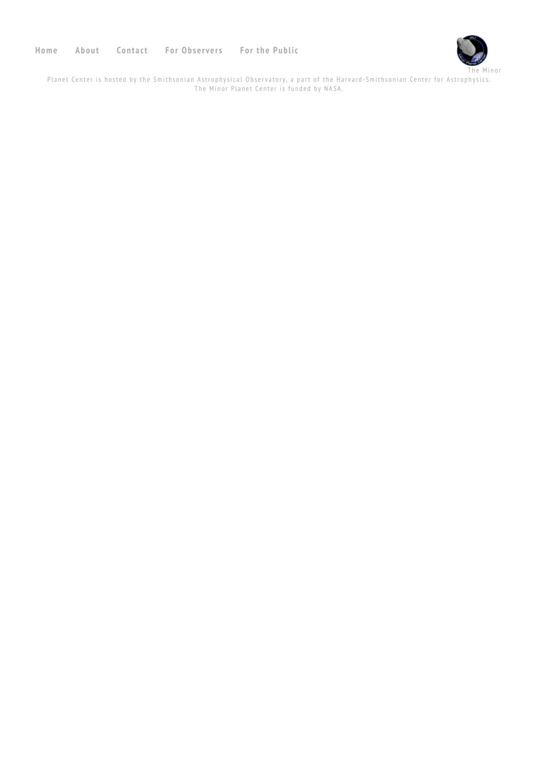Home About Contact For Observers For the Public

The Minor Planet Center is hosted by the Smithsonian Astrophysical Observatory, a part of the Harvard-Smithsonian Center for Astrophysics. The Minor Planet Center is funded by NASA.